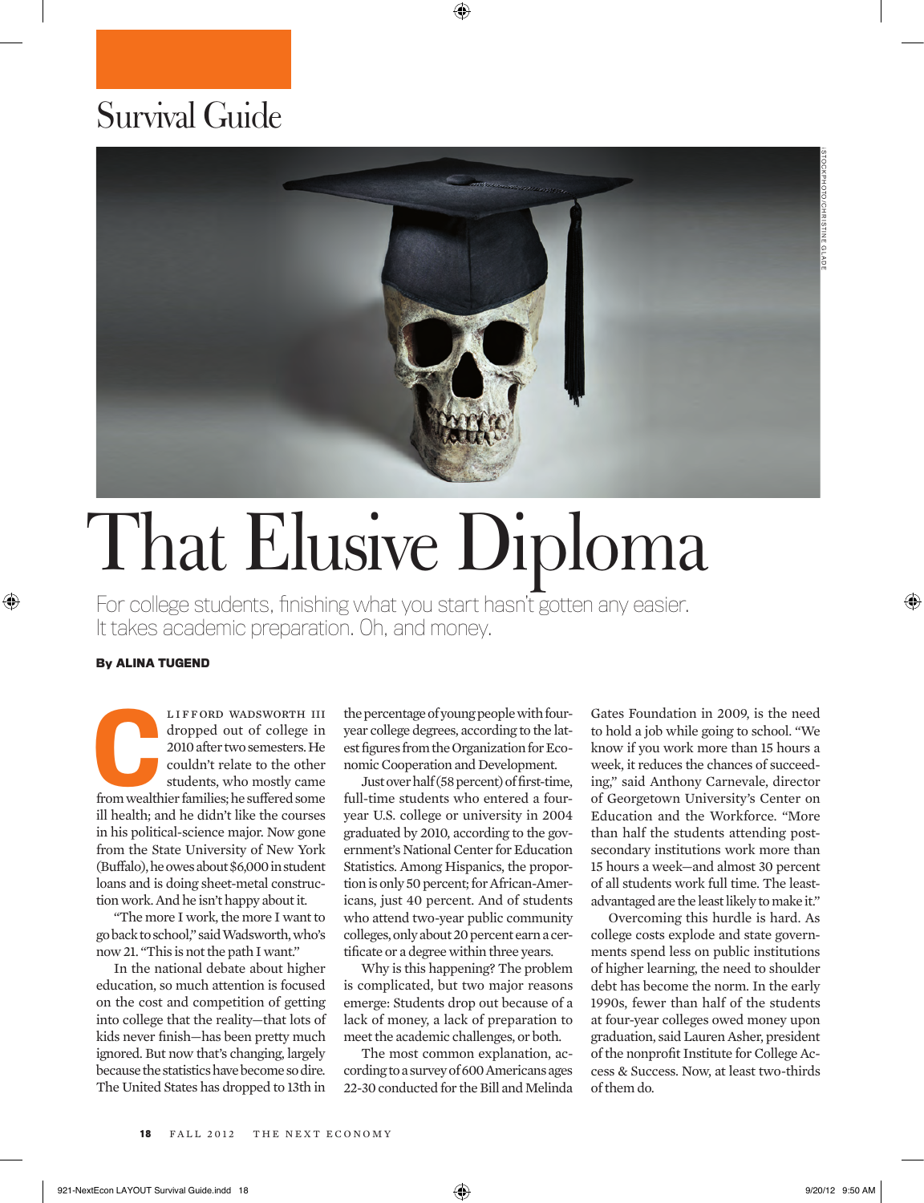Survival Guide

# That Elusive Diploma

For college students, finishing what you start hasn't gotten any easier. It takes academic preparation. Oh, and money.

**By ALINA TUGEND**

CLIFFORD WADSWORTH III dropped out of college in 2010 after two semesters. He couldn't relate to the other students, who mostly came from wealthier families; he suffered some ill health; and he didn't like the courses in his political-science major. Now gone from the State University of New York (Buffalo), he owes about $6,000 in student loans and is doing sheet-metal construction work. And he isn't happy about it.

"The more I work, the more I want to go back to school," said Wadsworth, who's now 21. "This is not the path I want."

In the national debate about higher education, so much attention is focused on the cost and competition of getting into college that the reality—that lots of kids never finish—has been pretty much ignored. But now that's changing, largely because the statistics have become so dire. The United States has dropped to 13th in the percentage of young people with four-year college degrees, according to the latest figures from the Organization for Economic Cooperation and Development.

Just over half (58 percent) of first-time, full-time students who entered a four-year U.S. college or university in 2004 graduated by 2010, according to the government's National Center for Education Statistics. Among Hispanics, the proportion is only 50 percent; for African-Americans, just 40 percent. And of students who attend two-year public community colleges, only about 20 percent earn a certificate or a degree within three years.

Why is this happening? The problem is complicated, but two major reasons emerge: Students drop out because of a lack of money, a lack of preparation to meet the academic challenges, or both.

The most common explanation, according to a survey of 600 Americans ages 22-30 conducted for the Bill and Melinda Gates Foundation in 2009, is the need to hold a job while going to school. "We know if you work more than 15 hours a week, it reduces the chances of succeeding," said Anthony Carnevale, director of Georgetown University's Center on Education and the Workforce. "More than half the students attending post-secondary institutions work more than 15 hours a week—and almost 30 percent of all students work full time. The least-advantaged are the least likely to make it."

Overcoming this hurdle is hard. As college costs explode and state governments spend less on public institutions of higher learning, the need to shoulder debt has become the norm. In the early 1990s, fewer than half of the students at four-year colleges owed money upon graduation, said Lauren Asher, president of the nonprofit Institute for College Access & Success. Now, at least two-thirds of them do.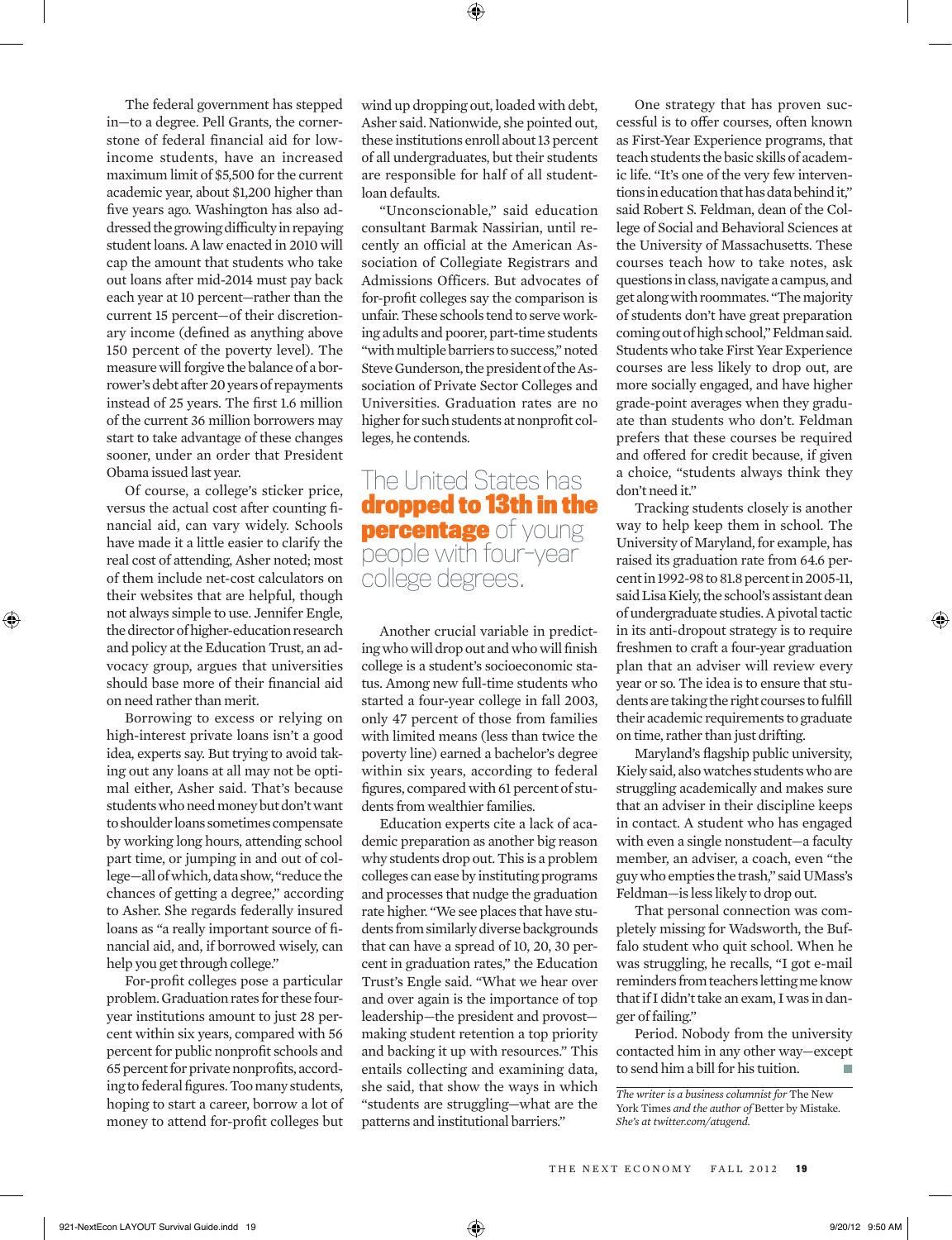The federal government has stepped in—to a degree. Pell Grants, the cornerstone of federal financial aid for low-income students, have an increased maximum limit of $5,500 for the current academic year, about $1,200 higher than five years ago. Washington has also addressed the growing difficulty in repaying student loans. A law enacted in 2010 will cap the amount that students who take out loans after mid-2014 must pay back each year at 10 percent—rather than the current 15 percent—of their discretionary income (defined as anything above 150 percent of the poverty level). The measure will forgive the balance of a borrower's debt after 20 years of repayments instead of 25 years. The first 1.6 million of the current 36 million borrowers may start to take advantage of these changes sooner, under an order that President Obama issued last year.

Of course, a college's sticker price, versus the actual cost after counting financial aid, can vary widely. Schools have made it a little easier to clarify the real cost of attending, Asher noted; most of them include net-cost calculators on their websites that are helpful, though not always simple to use. Jennifer Engle, the director of higher-education research and policy at the Education Trust, an advocacy group, argues that universities should base more of their financial aid on need rather than merit.

Borrowing to excess or relying on high-interest private loans isn't a good idea, experts say. But trying to avoid taking out any loans at all may not be optimal either, Asher said. That's because students who need money but don't want to shoulder loans sometimes compensate by working long hours, attending school part time, or jumping in and out of college—all of which, data show, "reduce the chances of getting a degree," according to Asher. She regards federally insured loans as "a really important source of financial aid, and, if borrowed wisely, can help you get through college."

For-profit colleges pose a particular problem. Graduation rates for these four-year institutions amount to just 28 percent within six years, compared with 56 percent for public nonprofit schools and 65 percent for private nonprofits, according to federal figures. Too many students, hoping to start a career, borrow a lot of money to attend for-profit colleges but wind up dropping out, loaded with debt, Asher said. Nationwide, she pointed out, these institutions enroll about 13 percent of all undergraduates, but their students are responsible for half of all student-loan defaults.

"Unconscionable," said education consultant Barmak Nassirian, until recently an official at the American Association of Collegiate Registrars and Admissions Officers. But advocates of for-profit colleges say the comparison is unfair. These schools tend to serve working adults and poorer, part-time students "with multiple barriers to success," noted Steve Gunderson, the president of the Association of Private Sector Colleges and Universities. Graduation rates are no higher for such students at nonprofit colleges, he contends.

The United States has **dropped to 13th in the percentage** of young people with four-year college degrees.

Another crucial variable in predicting who will drop out and who will finish college is a student's socioeconomic status. Among new full-time students who started a four-year college in fall 2003, only 47 percent of those from families with limited means (less than twice the poverty line) earned a bachelor's degree within six years, according to federal figures, compared with 61 percent of students from wealthier families.

Education experts cite a lack of academic preparation as another big reason why students drop out. This is a problem colleges can ease by instituting programs and processes that nudge the graduation rate higher. "We see places that have students from similarly diverse backgrounds that can have a spread of 10, 20, 30 percent in graduation rates," the Education Trust's Engle said. "What we hear over and over again is the importance of top leadership—the president and provost—making student retention a top priority and backing it up with resources." This entails collecting and examining data, she said, that show the ways in which "students are struggling—what are the patterns and institutional barriers."

One strategy that has proven successful is to offer courses, often known as First-Year Experience programs, that teach students the basic skills of academic life. "It's one of the very few interventions in education that has data behind it," said Robert S. Feldman, dean of the College of Social and Behavioral Sciences at the University of Massachusetts. These courses teach how to take notes, ask questions in class, navigate a campus, and get along with roommates. "The majority of students don't have great preparation coming out of high school," Feldman said. Students who take First Year Experience courses are less likely to drop out, are more socially engaged, and have higher grade-point averages when they graduate than students who don't. Feldman prefers that these courses be required and offered for credit because, if given a choice, "students always think they don't need it."

Tracking students closely is another way to help keep them in school. The University of Maryland, for example, has raised its graduation rate from 64.6 percent in 1992-98 to 81.8 percent in 2005-11, said Lisa Kiely, the school's assistant dean of undergraduate studies. A pivotal tactic in its anti-dropout strategy is to require freshmen to craft a four-year graduation plan that an adviser will review every year or so. The idea is to ensure that students are taking the right courses to fulfill their academic requirements to graduate on time, rather than just drifting.

Maryland's flagship public university, Kiely said, also watches students who are struggling academically and makes sure that an adviser in their discipline keeps in contact. A student who has engaged with even a single nonstudent—a faculty member, an adviser, a coach, even "the guy who empties the trash," said UMass's Feldman—is less likely to drop out.

That personal connection was completely missing for Wadsworth, the Buffalo student who quit school. When he was struggling, he recalls, "I got e-mail reminders from teachers letting me know that if I didn't take an exam, I was in danger of failing."

Period. Nobody from the university contacted him in any other way—except to send him a bill for his tuition. ■

*The writer is a business columnist for* The New York Times *and the author of* Better by Mistake. *She's at twitter.com/atugend.*